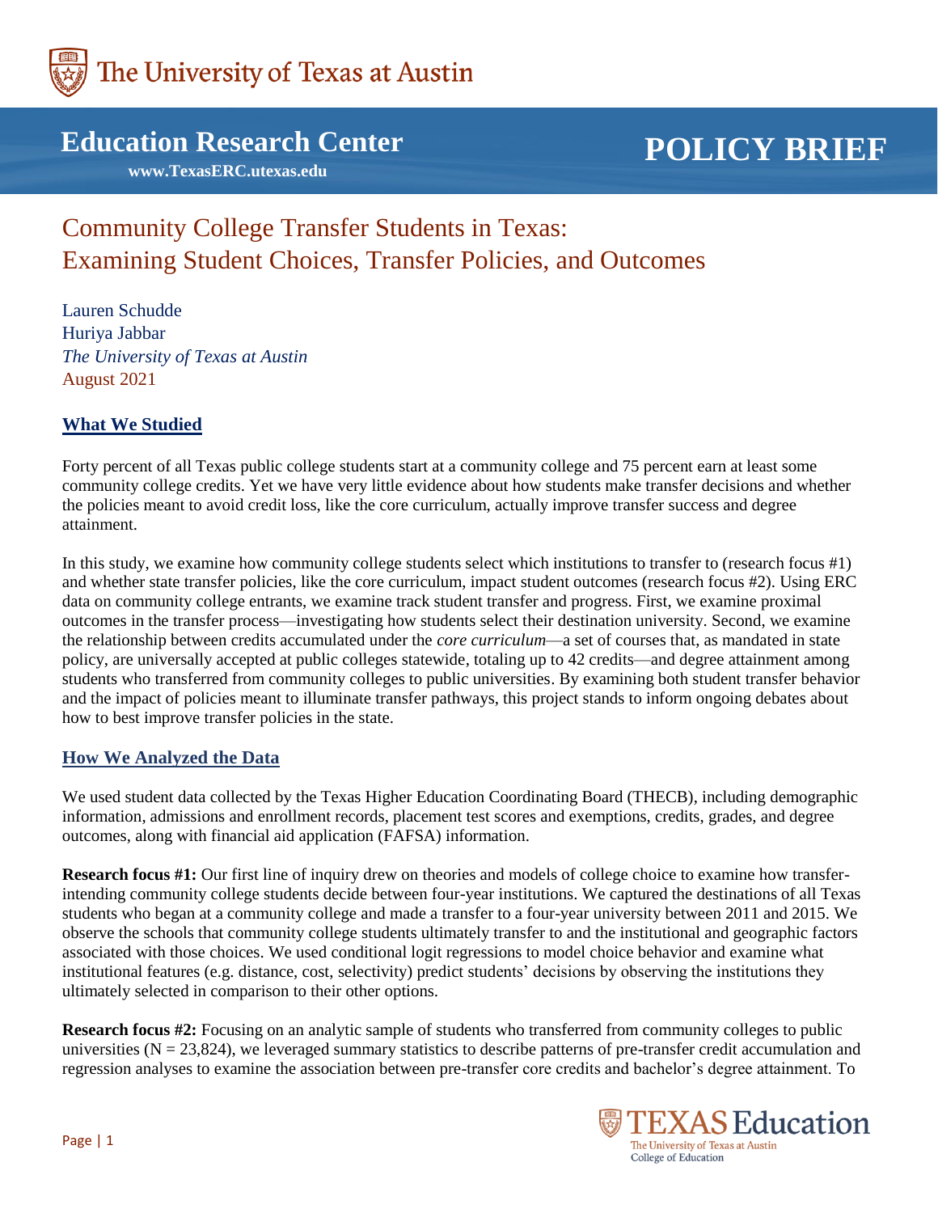The University of Texas at Austin

**Education Research Center**

**www.TexasERC.utexas.edu**

**POLICY BRIEF**

# Community College Transfer Students in Texas: Examining Student Choices, Transfer Policies, and Outcomes

Lauren Schudde
Huriya Jabbar
*The University of Texas at Austin*
August 2021

## What We Studied

Forty percent of all Texas public college students start at a community college and 75 percent earn at least some community college credits. Yet we have very little evidence about how students make transfer decisions and whether the policies meant to avoid credit loss, like the core curriculum, actually improve transfer success and degree attainment.

In this study, we examine how community college students select which institutions to transfer to (research focus #1) and whether state transfer policies, like the core curriculum, impact student outcomes (research focus #2). Using ERC data on community college entrants, we examine track student transfer and progress. First, we examine proximal outcomes in the transfer process—investigating how students select their destination university. Second, we examine the relationship between credits accumulated under the *core curriculum*—a set of courses that, as mandated in state policy, are universally accepted at public colleges statewide, totaling up to 42 credits—and degree attainment among students who transferred from community colleges to public universities. By examining both student transfer behavior and the impact of policies meant to illuminate transfer pathways, this project stands to inform ongoing debates about how to best improve transfer policies in the state.

## How We Analyzed the Data

We used student data collected by the Texas Higher Education Coordinating Board (THECB), including demographic information, admissions and enrollment records, placement test scores and exemptions, credits, grades, and degree outcomes, along with financial aid application (FAFSA) information.

**Research focus #1:** Our first line of inquiry drew on theories and models of college choice to examine how transfer-intending community college students decide between four-year institutions. We captured the destinations of all Texas students who began at a community college and made a transfer to a four-year university between 2011 and 2015. We observe the schools that community college students ultimately transfer to and the institutional and geographic factors associated with those choices. We used conditional logit regressions to model choice behavior and examine what institutional features (e.g. distance, cost, selectivity) predict students' decisions by observing the institutions they ultimately selected in comparison to their other options.

**Research focus #2:** Focusing on an analytic sample of students who transferred from community colleges to public universities (N = 23,824), we leveraged summary statistics to describe patterns of pre-transfer credit accumulation and regression analyses to examine the association between pre-transfer core credits and bachelor's degree attainment. To

TEXAS Education
The University of Texas at Austin
College of Education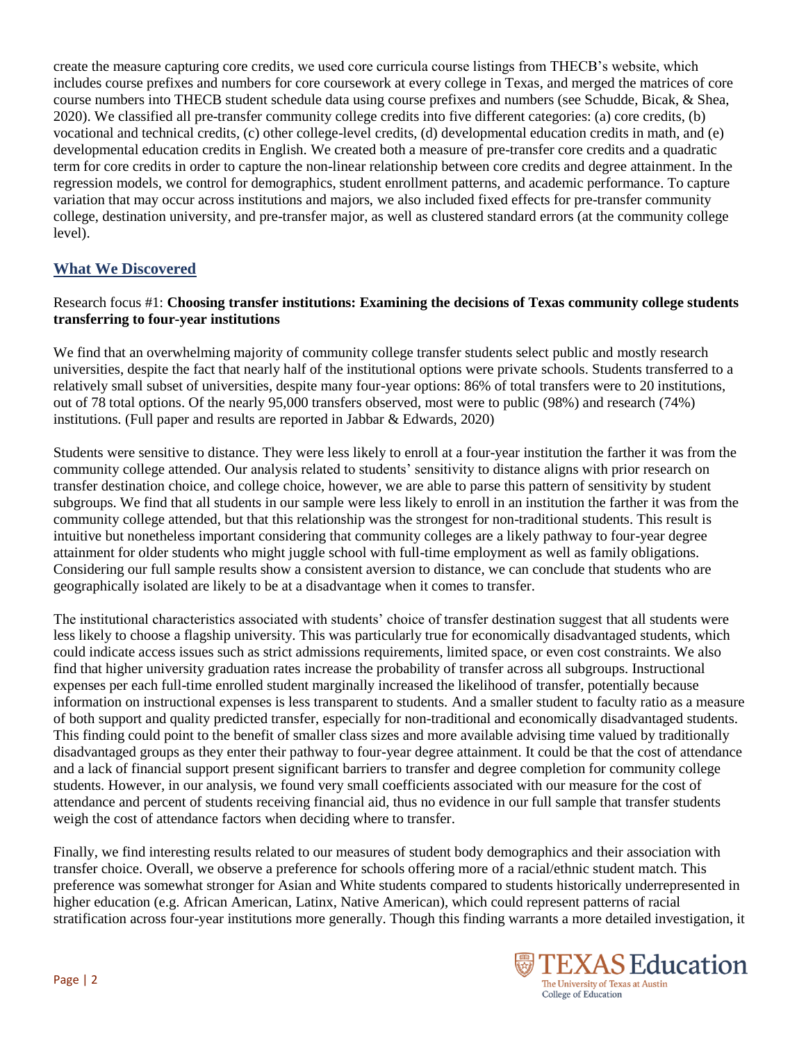create the measure capturing core credits, we used core curricula course listings from THECB's website, which includes course prefixes and numbers for core coursework at every college in Texas, and merged the matrices of core course numbers into THECB student schedule data using course prefixes and numbers (see Schudde, Bicak, & Shea, 2020). We classified all pre-transfer community college credits into five different categories: (a) core credits, (b) vocational and technical credits, (c) other college-level credits, (d) developmental education credits in math, and (e) developmental education credits in English. We created both a measure of pre-transfer core credits and a quadratic term for core credits in order to capture the non-linear relationship between core credits and degree attainment. In the regression models, we control for demographics, student enrollment patterns, and academic performance. To capture variation that may occur across institutions and majors, we also included fixed effects for pre-transfer community college, destination university, and pre-transfer major, as well as clustered standard errors (at the community college level).

## What We Discovered

Research focus #1: **Choosing transfer institutions: Examining the decisions of Texas community college students transferring to four-year institutions**

We find that an overwhelming majority of community college transfer students select public and mostly research universities, despite the fact that nearly half of the institutional options were private schools. Students transferred to a relatively small subset of universities, despite many four-year options: 86% of total transfers were to 20 institutions, out of 78 total options. Of the nearly 95,000 transfers observed, most were to public (98%) and research (74%) institutions. (Full paper and results are reported in Jabbar & Edwards, 2020)

Students were sensitive to distance. They were less likely to enroll at a four-year institution the farther it was from the community college attended. Our analysis related to students' sensitivity to distance aligns with prior research on transfer destination choice, and college choice, however, we are able to parse this pattern of sensitivity by student subgroups. We find that all students in our sample were less likely to enroll in an institution the farther it was from the community college attended, but that this relationship was the strongest for non-traditional students. This result is intuitive but nonetheless important considering that community colleges are a likely pathway to four-year degree attainment for older students who might juggle school with full-time employment as well as family obligations. Considering our full sample results show a consistent aversion to distance, we can conclude that students who are geographically isolated are likely to be at a disadvantage when it comes to transfer.

The institutional characteristics associated with students' choice of transfer destination suggest that all students were less likely to choose a flagship university. This was particularly true for economically disadvantaged students, which could indicate access issues such as strict admissions requirements, limited space, or even cost constraints. We also find that higher university graduation rates increase the probability of transfer across all subgroups. Instructional expenses per each full-time enrolled student marginally increased the likelihood of transfer, potentially because information on instructional expenses is less transparent to students. And a smaller student to faculty ratio as a measure of both support and quality predicted transfer, especially for non-traditional and economically disadvantaged students. This finding could point to the benefit of smaller class sizes and more available advising time valued by traditionally disadvantaged groups as they enter their pathway to four-year degree attainment. It could be that the cost of attendance and a lack of financial support present significant barriers to transfer and degree completion for community college students. However, in our analysis, we found very small coefficients associated with our measure for the cost of attendance and percent of students receiving financial aid, thus no evidence in our full sample that transfer students weigh the cost of attendance factors when deciding where to transfer.

Finally, we find interesting results related to our measures of student body demographics and their association with transfer choice. Overall, we observe a preference for schools offering more of a racial/ethnic student match. This preference was somewhat stronger for Asian and White students compared to students historically underrepresented in higher education (e.g. African American, Latinx, Native American), which could represent patterns of racial stratification across four-year institutions more generally. Though this finding warrants a more detailed investigation, it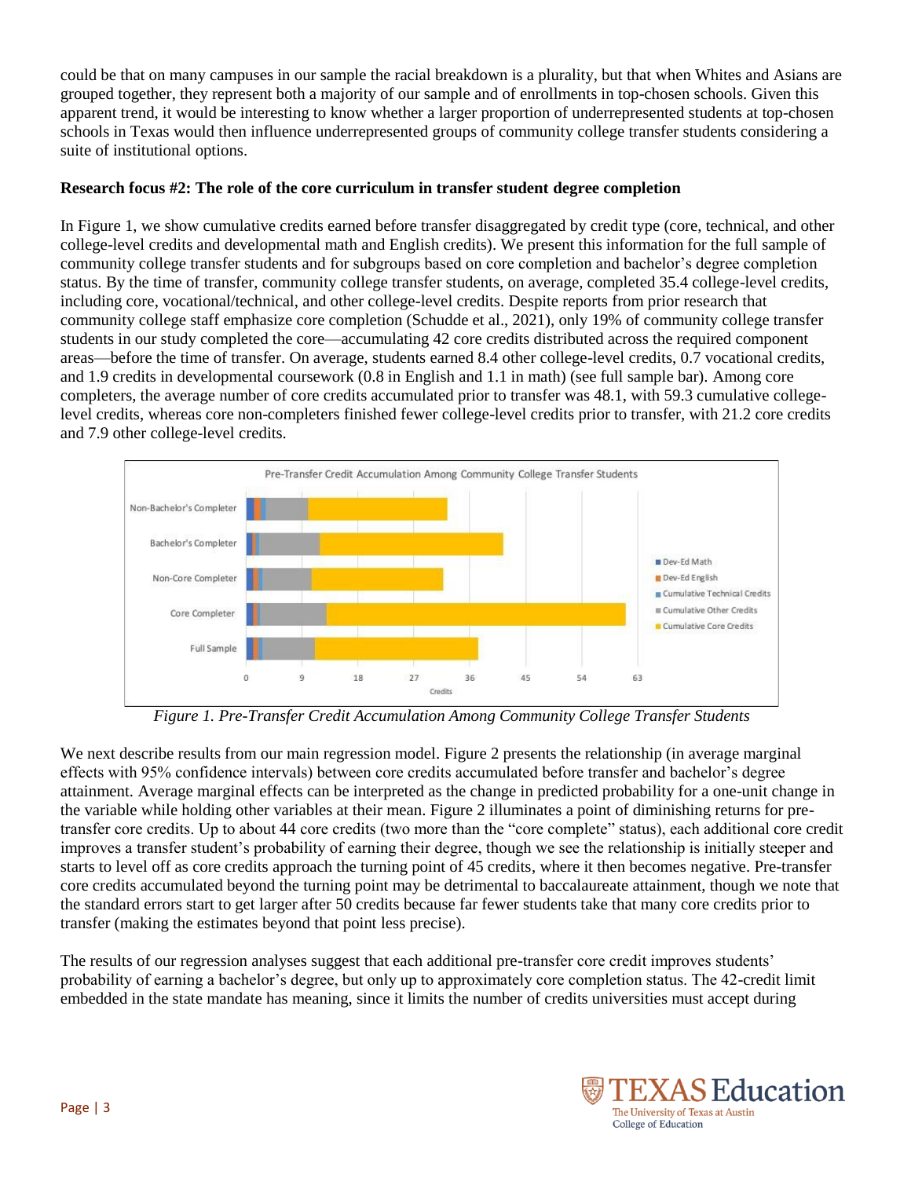could be that on many campuses in our sample the racial breakdown is a plurality, but that when Whites and Asians are grouped together, they represent both a majority of our sample and of enrollments in top-chosen schools. Given this apparent trend, it would be interesting to know whether a larger proportion of underrepresented students at top-chosen schools in Texas would then influence underrepresented groups of community college transfer students considering a suite of institutional options.

**Research focus #2: The role of the core curriculum in transfer student degree completion**

In Figure 1, we show cumulative credits earned before transfer disaggregated by credit type (core, technical, and other college-level credits and developmental math and English credits). We present this information for the full sample of community college transfer students and for subgroups based on core completion and bachelor's degree completion status. By the time of transfer, community college transfer students, on average, completed 35.4 college-level credits, including core, vocational/technical, and other college-level credits. Despite reports from prior research that community college staff emphasize core completion (Schudde et al., 2021), only 19% of community college transfer students in our study completed the core—accumulating 42 core credits distributed across the required component areas—before the time of transfer. On average, students earned 8.4 other college-level credits, 0.7 vocational credits, and 1.9 credits in developmental coursework (0.8 in English and 1.1 in math) (see full sample bar). Among core completers, the average number of core credits accumulated prior to transfer was 48.1, with 59.3 cumulative college-level credits, whereas core non-completers finished fewer college-level credits prior to transfer, with 21.2 core credits and 7.9 other college-level credits.

Pre-Transfer Credit Accumulation Among Community College Transfer Students

Non-Bachelor's Completer
Bachelor's Completer
Non-Core Completer
Core Completer
Full Sample

0 9 18 27 36 45 54 63
Credits

Dev-Ed Math
Dev-Ed English
Cumulative Technical Credits
Cumulative Other Credits
Cumulative Core Credits

*Figure 1. Pre-Transfer Credit Accumulation Among Community College Transfer Students*

We next describe results from our main regression model. Figure 2 presents the relationship (in average marginal effects with 95% confidence intervals) between core credits accumulated before transfer and bachelor's degree attainment. Average marginal effects can be interpreted as the change in predicted probability for a one-unit change in the variable while holding other variables at their mean. Figure 2 illuminates a point of diminishing returns for pre-transfer core credits. Up to about 44 core credits (two more than the "core complete" status), each additional core credit improves a transfer student's probability of earning their degree, though we see the relationship is initially steeper and starts to level off as core credits approach the turning point of 45 credits, where it then becomes negative. Pre-transfer core credits accumulated beyond the turning point may be detrimental to baccalaureate attainment, though we note that the standard errors start to get larger after 50 credits because far fewer students take that many core credits prior to transfer (making the estimates beyond that point less precise).

The results of our regression analyses suggest that each additional pre-transfer core credit improves students' probability of earning a bachelor's degree, but only up to approximately core completion status. The 42-credit limit embedded in the state mandate has meaning, since it limits the number of credits universities must accept during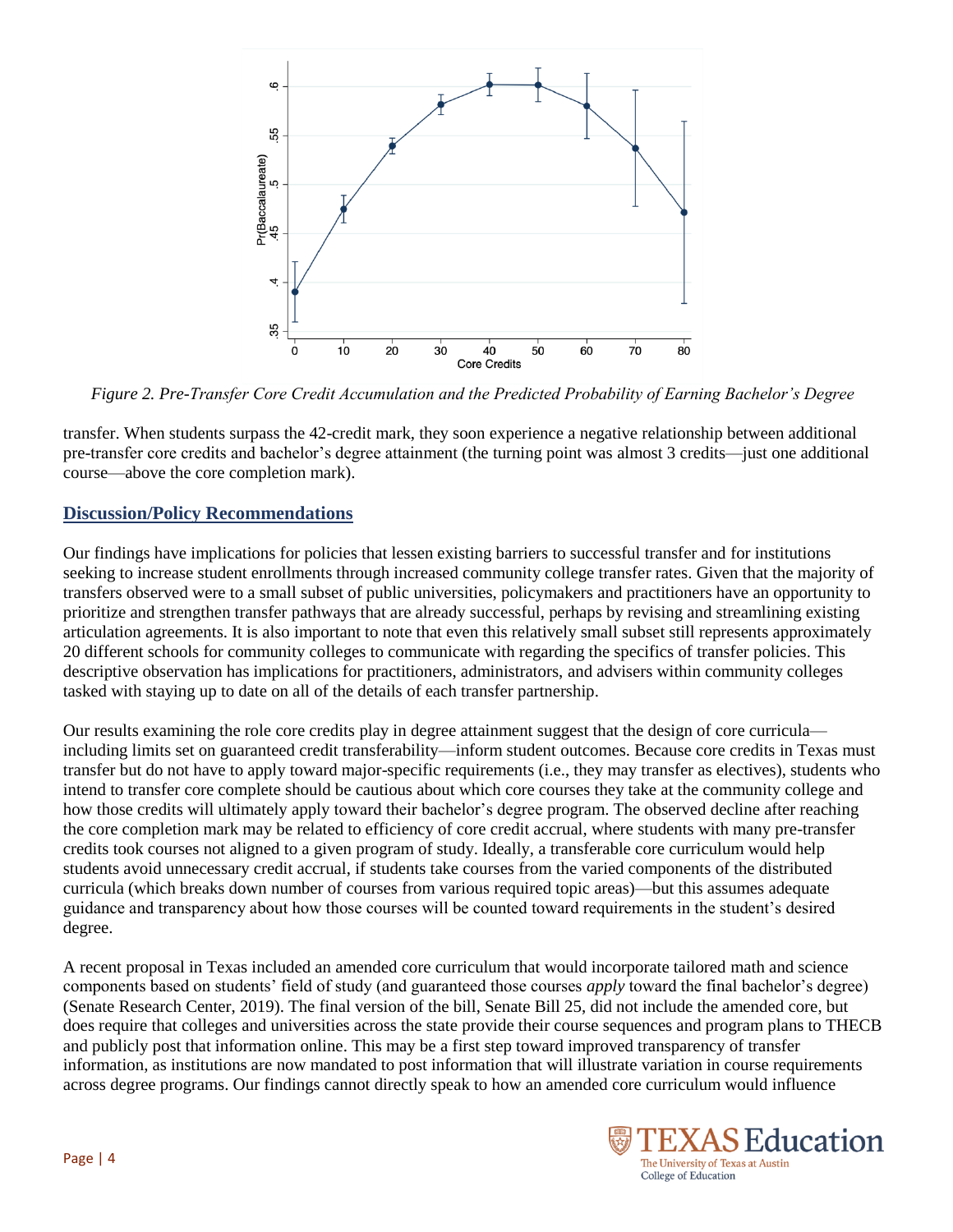Pr(Baccalaureate)

.6

.55

.5

.45

.4

.35

0 10 20 30 40 50 60 70 80

Core Credits

*Figure 2. Pre-Transfer Core Credit Accumulation and the Predicted Probability of Earning Bachelor's Degree*

transfer. When students surpass the 42-credit mark, they soon experience a negative relationship between additional pre-transfer core credits and bachelor's degree attainment (the turning point was almost 3 credits—just one additional course—above the core completion mark).

## Discussion/Policy Recommendations

Our findings have implications for policies that lessen existing barriers to successful transfer and for institutions seeking to increase student enrollments through increased community college transfer rates. Given that the majority of transfers observed were to a small subset of public universities, policymakers and practitioners have an opportunity to prioritize and strengthen transfer pathways that are already successful, perhaps by revising and streamlining existing articulation agreements. It is also important to note that even this relatively small subset still represents approximately 20 different schools for community colleges to communicate with regarding the specifics of transfer policies. This descriptive observation has implications for practitioners, administrators, and advisers within community colleges tasked with staying up to date on all of the details of each transfer partnership.

Our results examining the role core credits play in degree attainment suggest that the design of core curricula—including limits set on guaranteed credit transferability—inform student outcomes. Because core credits in Texas must transfer but do not have to apply toward major-specific requirements (i.e., they may transfer as electives), students who intend to transfer core complete should be cautious about which core courses they take at the community college and how those credits will ultimately apply toward their bachelor's degree program. The observed decline after reaching the core completion mark may be related to efficiency of core credit accrual, where students with many pre-transfer credits took courses not aligned to a given program of study. Ideally, a transferable core curriculum would help students avoid unnecessary credit accrual, if students take courses from the varied components of the distributed curricula (which breaks down number of courses from various required topic areas)—but this assumes adequate guidance and transparency about how those courses will be counted toward requirements in the student's desired degree.

A recent proposal in Texas included an amended core curriculum that would incorporate tailored math and science components based on students' field of study (and guaranteed those courses *apply* toward the final bachelor's degree) (Senate Research Center, 2019). The final version of the bill, Senate Bill 25, did not include the amended core, but does require that colleges and universities across the state provide their course sequences and program plans to THECB and publicly post that information online. This may be a first step toward improved transparency of transfer information, as institutions are now mandated to post information that will illustrate variation in course requirements across degree programs. Our findings cannot directly speak to how an amended core curriculum would influence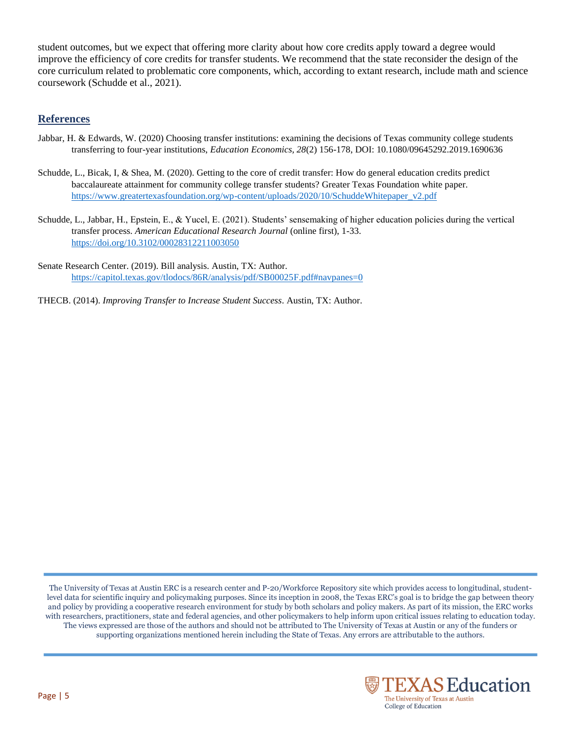student outcomes, but we expect that offering more clarity about how core credits apply toward a degree would improve the efficiency of core credits for transfer students. We recommend that the state reconsider the design of the core curriculum related to problematic core components, which, according to extant research, include math and science coursework (Schudde et al., 2021).

## References

Jabbar, H. & Edwards, W. (2020) Choosing transfer institutions: examining the decisions of Texas community college students transferring to four-year institutions, *Education Economics, 28*(2) 156-178, DOI: 10.1080/09645292.2019.1690636

Schudde, L., Bicak, I, & Shea, M. (2020). Getting to the core of credit transfer: How do general education credits predict baccalaureate attainment for community college transfer students? Greater Texas Foundation white paper. https://www.greatertexasfoundation.org/wp-content/uploads/2020/10/SchuddeWhitepaper_v2.pdf

Schudde, L., Jabbar, H., Epstein, E., & Yucel, E. (2021). Students' sensemaking of higher education policies during the vertical transfer process. *American Educational Research Journal* (online first), 1-33. https://doi.org/10.3102/00028312211003050

Senate Research Center. (2019). Bill analysis. Austin, TX: Author. https://capitol.texas.gov/tlodocs/86R/analysis/pdf/SB00025F.pdf#navpanes=0

THECB. (2014). *Improving Transfer to Increase Student Success*. Austin, TX: Author.

---

The University of Texas at Austin ERC is a research center and P-20/Workforce Repository site which provides access to longitudinal, student-level data for scientific inquiry and policymaking purposes. Since its inception in 2008, the Texas ERC's goal is to bridge the gap between theory and policy by providing a cooperative research environment for study by both scholars and policy makers. As part of its mission, the ERC works with researchers, practitioners, state and federal agencies, and other policymakers to help inform upon critical issues relating to education today. The views expressed are those of the authors and should not be attributed to The University of Texas at Austin or any of the funders or supporting organizations mentioned herein including the State of Texas. Any errors are attributable to the authors.

---

TEXAS Education
The University of Texas at Austin
College of Education